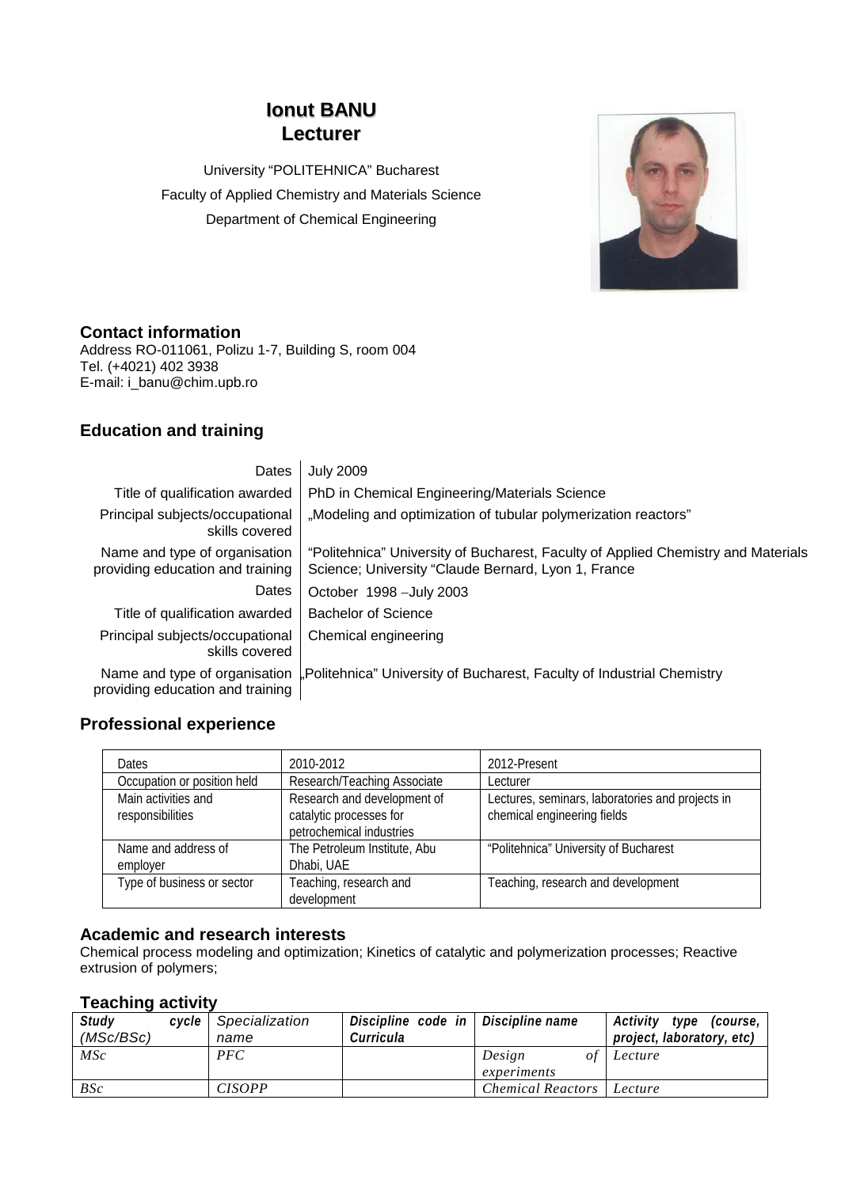# Ionut BANU
# Lecturer

University "POLITEHNICA" Bucharest
Faculty of Applied Chemistry and Materials Science
Department of Chemical Engineering

## Contact information

Address RO-011061, Polizu 1-7, Building S, room 004
Tel. (+4021) 402 3938
E-mail: i_banu@chim.upb.ro

## Education and training

| | |
|---|---|
| Dates | July 2009 |
| Title of qualification awarded | PhD in Chemical Engineering/Materials Science |
| Principal subjects/occupational skills covered | „Modeling and optimization of tubular polymerization reactors" |
| Name and type of organisation providing education and training | "Politehnica" University of Bucharest, Faculty of Applied Chemistry and Materials Science; University "Claude Bernard, Lyon 1, France |
| Dates | October 1998 –July 2003 |
| Title of qualification awarded | Bachelor of Science |
| Principal subjects/occupational skills covered | Chemical engineering |
| Name and type of organisation providing education and training | „Politehnica" University of Bucharest, Faculty of Industrial Chemistry |

## Professional experience

| Dates | 2010-2012 | 2012-Present |
|---|---|---|
| Occupation or position held | Research/Teaching Associate | Lecturer |
| Main activities and responsibilities | Research and development of catalytic processes for petrochemical industries | Lectures, seminars, laboratories and projects in chemical engineering fields |
| Name and address of employer | The Petroleum Institute, Abu Dhabi, UAE | "Politehnica" University of Bucharest |
| Type of business or sector | Teaching, research and development | Teaching, research and development |

## Academic and research interests

Chemical process modeling and optimization; Kinetics of catalytic and polymerization processes; Reactive extrusion of polymers;

## Teaching activity

| *Study cycle (MSc/BSc)* | Specialization name | *Discipline code in Curricula* | *Discipline name* | *Activity type (course, project, laboratory, etc)* |
|---|---|---|---|---|
| *MSc* | *PFC* | | *Design of experiments* | *Lecture* |
| *BSc* | *CISOPP* | | *Chemical Reactors* | *Lecture* |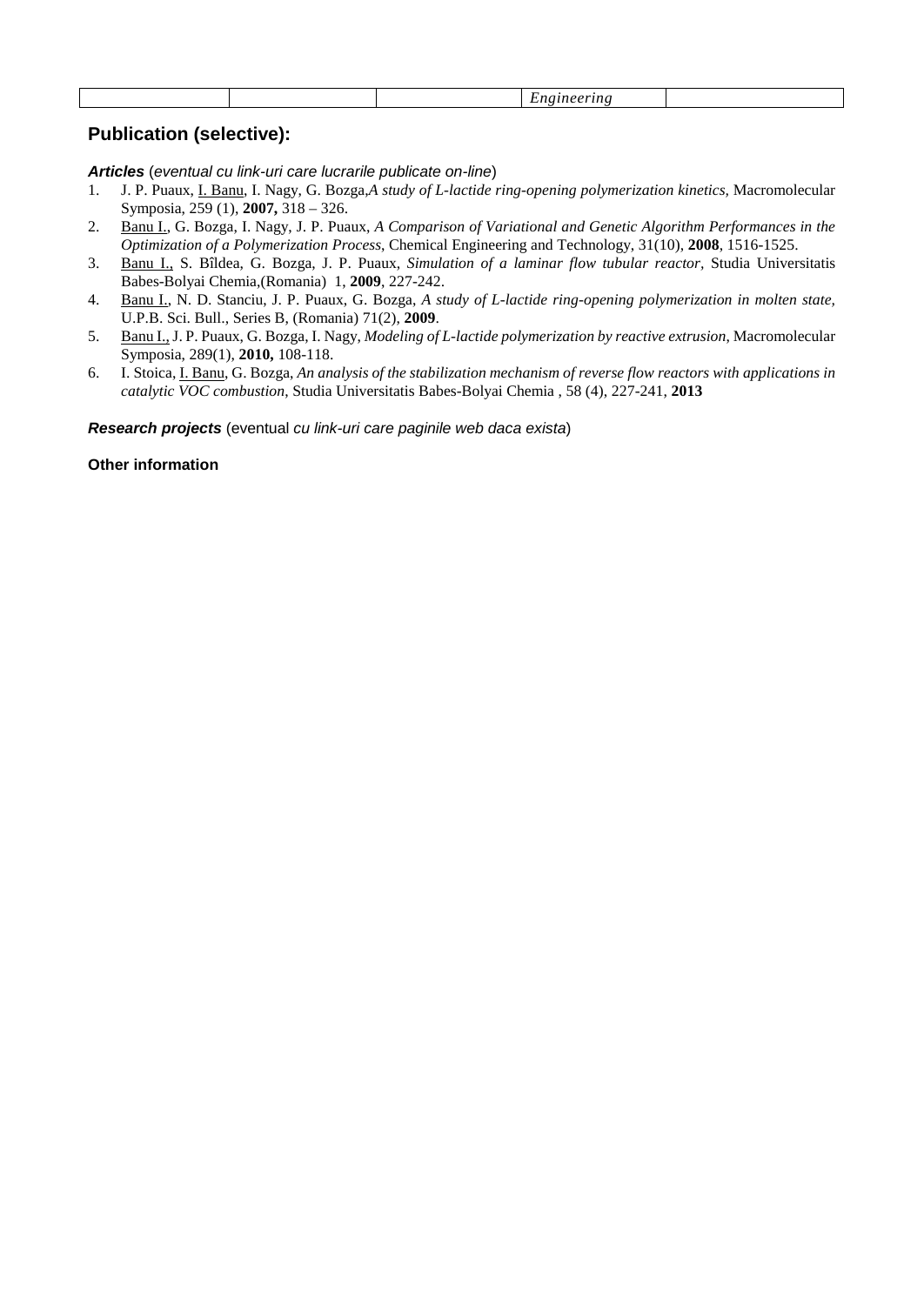| | | | *Engineering* | |
|---|---|---|---|---|

## Publication (selective):

***Articles*** (*eventual cu link-uri care lucrarile publicate on-line*)

1. J. P. Puaux, I. Banu, I. Nagy, G. Bozga,*A study of L-lactide ring-opening polymerization kinetics,* Macromolecular Symposia, 259 (1), **2007,** 318 – 326.
2. Banu I., G. Bozga, I. Nagy, J. P. Puaux, *A Comparison of Variational and Genetic Algorithm Performances in the Optimization of a Polymerization Process*, Chemical Engineering and Technology, 31(10), **2008**, 1516-1525.
3. Banu I., S. Bîldea, G. Bozga, J. P. Puaux, *Simulation of a laminar flow tubular reactor,* Studia Universitatis Babes-Bolyai Chemia,(Romania) 1, **2009**, 227-242.
4. Banu I., N. D. Stanciu, J. P. Puaux, G. Bozga, *A study of L-lactide ring-opening polymerization in molten state,* U.P.B. Sci. Bull., Series B, (Romania) 71(2), **2009**.
5. Banu I., J. P. Puaux, G. Bozga, I. Nagy, *Modeling of L-lactide polymerization by reactive extrusion*, Macromolecular Symposia, 289(1), **2010,** 108-118.
6. I. Stoica, I. Banu, G. Bozga, *An analysis of the stabilization mechanism of reverse flow reactors with applications in catalytic VOC combustion*, Studia Universitatis Babes-Bolyai Chemia , 58 (4), 227-241, **2013**

***Research projects*** (eventual *cu link-uri care paginile web daca exista*)

**Other information**